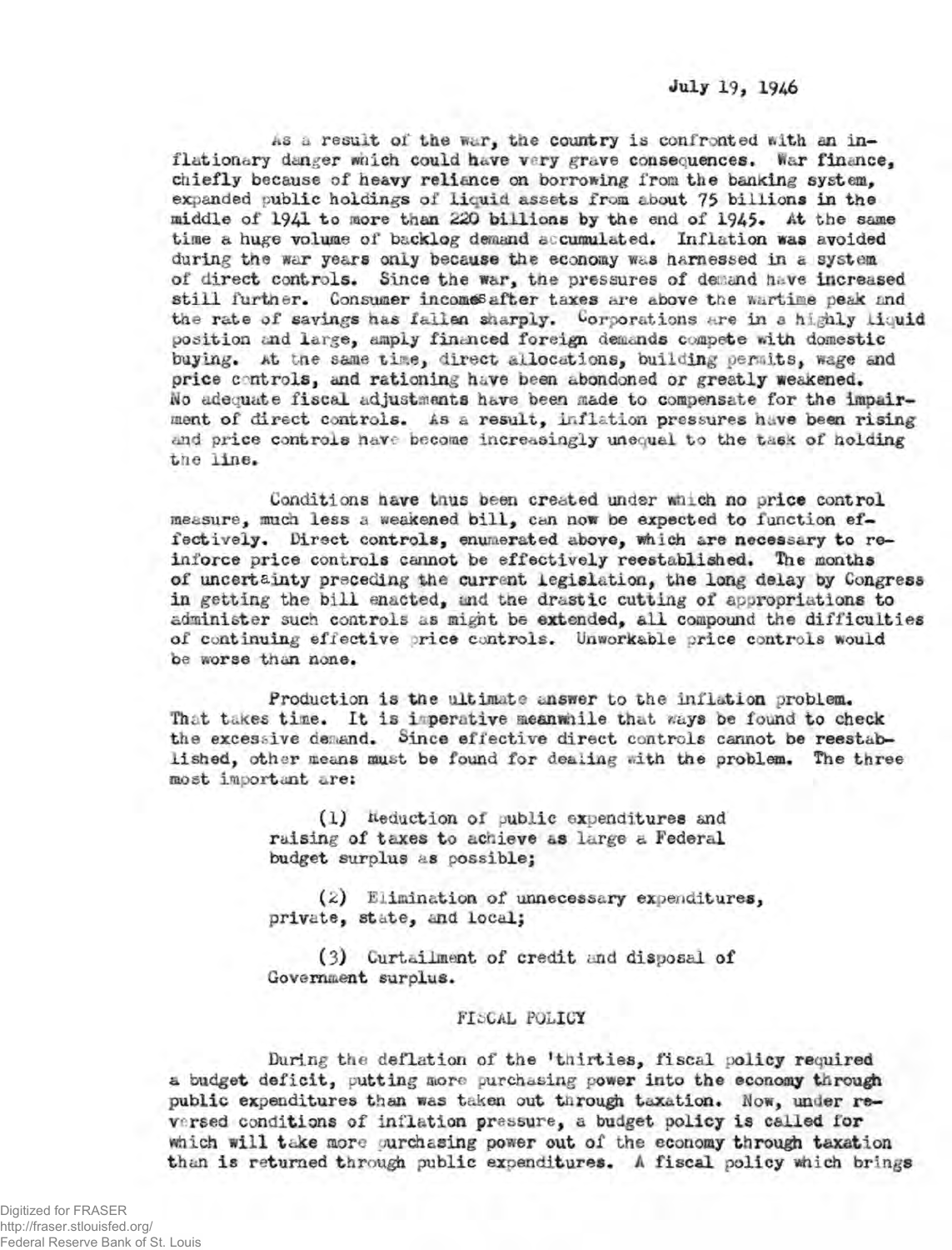July 19, 1946

As a result of the war, the country is confronted with an inflationary danger which could have very grave consequences. War finance, chiefly because of heavy reliance on borrowing from the banking system, expanded public holdings of liquid assets from about 75 billions in the middle of 1941 to more than 220 billions by the end of 1945. At the same time a huge volume of backlog demand accumulated. Inflation was avoided during the war years only because the economy was harnessed in a system of direct controls. Since the war, the pressures of demand have increased still further. Consumer incomes after taxes are above the wartime peak and the rate of savings has fallen sharply. Corporations are in a highly liquid position and large, amply financed foreign demands compete with domestic buying. At the same time, direct allocations, building permits, wage and price controls, and rationing have been abondoned or greatly weakened. No adequate fiscal adjustments have been made to compensate for the impairment of direct controls. As a result, inflation pressures have been rising and price controls have become increasingly unequal to the task of holding the line.

Conditions have thus been created under which no price control measure, much less a weakened bill, can now be expected to function effectively. Direct controls, enumerated above, which are necessary to reinforce price controls cannot be effectively reestablished. The months of uncertainty preceding the current legislation, the long delay by Congress in getting the bill enacted, and the drastic cutting of appropriations to administer such controls as might be extended, all compound the difficulties of continuing effective price controls. Unworkable price controls would be worse than none.

Production is the ultimate answer to the inflation problem. That takes time. It is imperative meanwhile that ways be found to check the excessive demand. Since effective direct controls cannot be reestablished, other means must be found for dealing with the problem. The three most important are:

> (1) Reduction of public expenditures and raising of taxes to achieve as large a Federal budget surplus as possible;
>
> (2) Elimination of unnecessary expenditures, private, state, and local;
>
> (3) Curtailment of credit and disposal of Government surplus.

## FISCAL POLICY

During the deflation of the 'thirties, fiscal policy required a budget deficit, putting more purchasing power into the economy through public expenditures than was taken out through taxation. Now, under reversed conditions of inflation pressure, a budget policy is called for which will take more purchasing power out of the economy through taxation than is returned through public expenditures. A fiscal policy which brings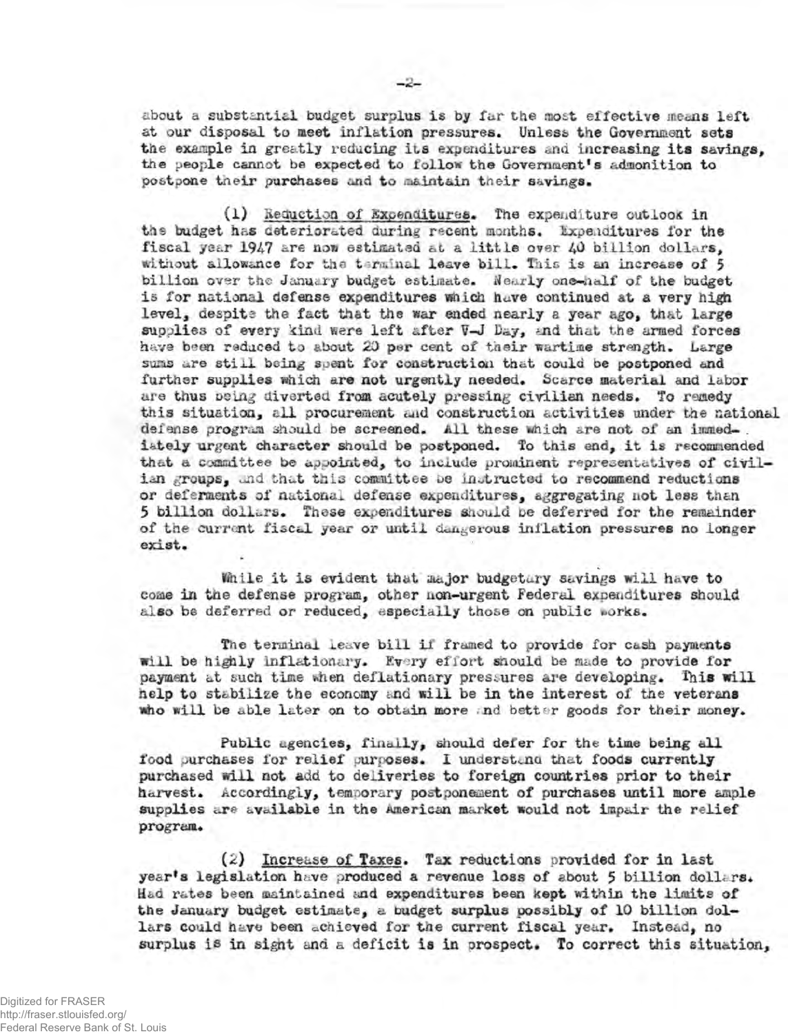about a substantial budget surplus is by far the most effective means left at our disposal to meet inflation pressures. Unless the Government sets the example in greatly reducing its expenditures and increasing its savings, the people cannot be expected to follow the Government's admonition to postpone their purchases and to maintain their savings.

(1) Reduction of Expenditures. The expenditure outlook in the budget has deteriorated during recent months. Expenditures for the fiscal year 1947 are now estimated at a little over 40 billion dollars, without allowance for the terminal leave bill. This is an increase of 5 billion over the January budget estimate. Nearly one-half of the budget is for national defense expenditures which have continued at a very high level, despite the fact that the war ended nearly a year ago, that large supplies of every kind were left after V-J Day, and that the armed forces have been reduced to about 20 per cent of their wartime strength. Large sums are still being spent for construction that could be postponed and further supplies which are not urgently needed. Scarce material and labor are thus being diverted from acutely pressing civilian needs. To remedy this situation, all procurement and construction activities under the national defense program should be screened. All these which are not of an immediately urgent character should be postponed. To this end, it is recommended that a committee be appointed, to include prominent representatives of civilian groups, and that this committee be instructed to recommend reductions or deferments of national defense expenditures, aggregating not less than 5 billion dollars. These expenditures should be deferred for the remainder of the current fiscal year or until dangerous inflation pressures no longer exist.

While it is evident that major budgetary savings will have to come in the defense program, other non-urgent Federal expenditures should also be deferred or reduced, especially those on public works.

The terminal leave bill if framed to provide for cash payments will be highly inflationary. Every effort should be made to provide for payment at such time when deflationary pressures are developing. This will help to stabilize the economy and will be in the interest of the veterans who will be able later on to obtain more and better goods for their money.

Public agencies, finally, should defer for the time being all food purchases for relief purposes. I understand that foods currently purchased will not add to deliveries to foreign countries prior to their harvest. Accordingly, temporary postponement of purchases until more ample supplies are available in the American market would not impair the relief program.

(2) Increase of Taxes. Tax reductions provided for in last year's legislation have produced a revenue loss of about 5 billion dollars. Had rates been maintained and expenditures been kept within the limits of the January budget estimate, a budget surplus possibly of 10 billion dollars could have been achieved for the current fiscal year. Instead, no surplus is in sight and a deficit is in prospect. To correct this situation,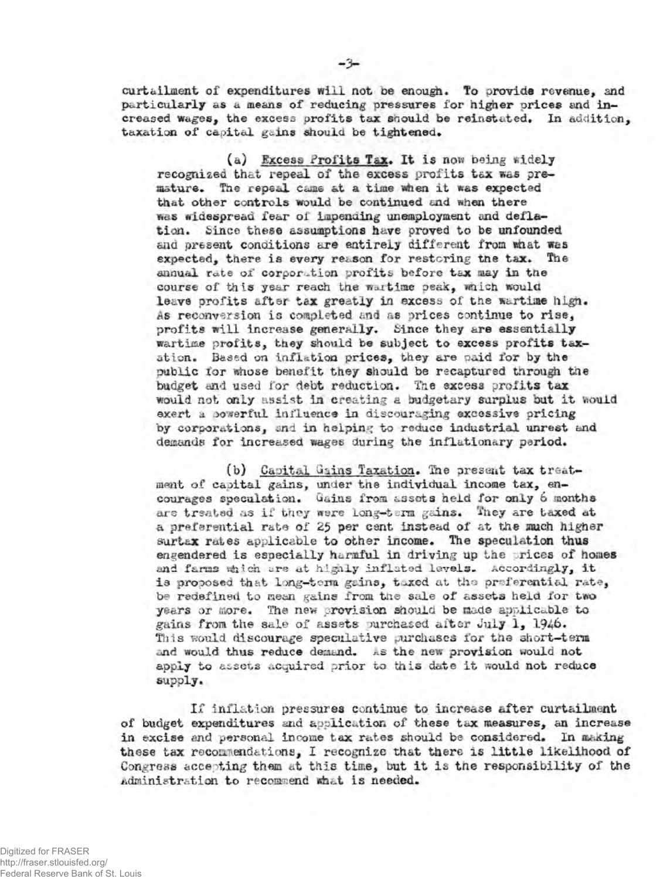curtailment of expenditures will not be enough. To provide revenue, and particularly as a means of reducing pressures for higher prices and increased wages, the excess profits tax should be reinstated. In addition, taxation of capital gains should be tightened.

(a) Excess Profits Tax. It is now being widely recognized that repeal of the excess profits tax was premature. The repeal came at a time when it was expected that other controls would be continued and when there was widespread fear of impending unemployment and deflation. Since these assumptions have proved to be unfounded and present conditions are entirely different from what was expected, there is every reason for restoring the tax. The annual rate of corporation profits before tax may in the course of this year reach the wartime peak, which would leave profits after tax greatly in excess of the wartime high. As reconversion is completed and as prices continue to rise, profits will increase generally. Since they are essentially wartime profits, they should be subject to excess profits taxation. Based on inflation prices, they are paid for by the public for whose benefit they should be recaptured through the budget and used for debt reduction. The excess profits tax would not only assist in creating a budgetary surplus but it would exert a powerful influence in discouraging excessive pricing by corporations, and in helping to reduce industrial unrest and demands for increased wages during the inflationary period.

(b) Capital Gains Taxation. The present tax treatment of capital gains, under the individual income tax, encourages speculation. Gains from assets held for only 6 months are treated as if they were long-term gains. They are taxed at a preferential rate of 25 per cent instead of at the much higher surtax rates applicable to other income. The speculation thus engendered is especially harmful in driving up the prices of homes and farms which are at highly inflated levels. Accordingly, it is proposed that long-term gains, taxed at the preferential rate, be redefined to mean gains from the sale of assets held for two years or more. The new provision should be made applicable to gains from the sale of assets purchased after July 1, 1946. This would discourage speculative purchases for the short-term and would thus reduce demand. As the new provision would not apply to assets acquired prior to this date it would not reduce supply.

If inflation pressures continue to increase after curtailment of budget expenditures and application of these tax measures, an increase in excise and personal income tax rates should be considered. In making these tax recommendations, I recognize that there is little likelihood of Congress accepting them at this time, but it is the responsibility of the Administration to recommend what is needed.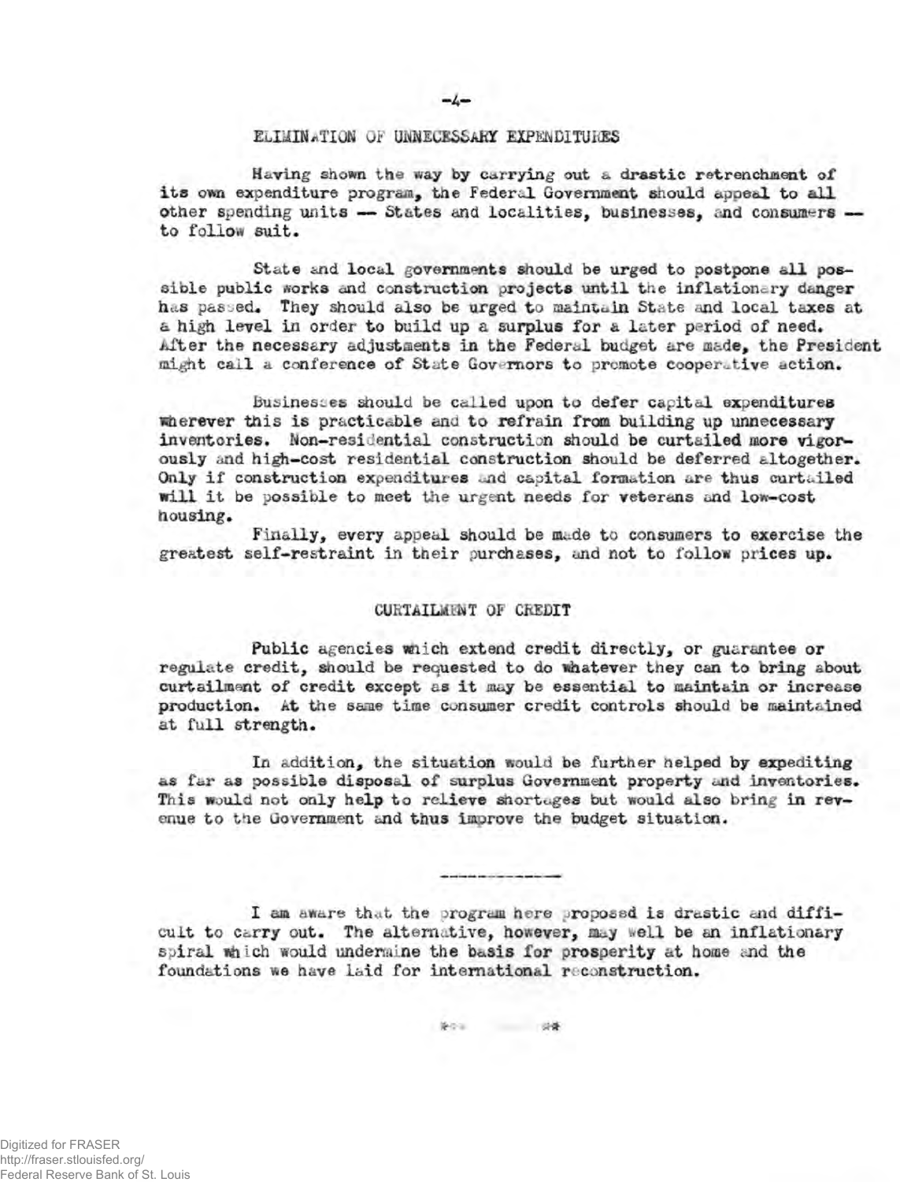## ELIMINATION OF UNNECESSARY EXPENDITURES

Having shown the way by carrying out a drastic retrenchment of its own expenditure program, the Federal Government should appeal to all other spending units — States and localities, businesses, and consumers — to follow suit.

State and local governments should be urged to postpone all possible public works and construction projects until the inflationary danger has passed. They should also be urged to maintain State and local taxes at a high level in order to build up a surplus for a later period of need. After the necessary adjustments in the Federal budget are made, the President might call a conference of State Governors to promote cooperative action.

Businesses should be called upon to defer capital expenditures wherever this is practicable and to refrain from building up unnecessary inventories. Non-residential construction should be curtailed more vigorously and high-cost residential construction should be deferred altogether. Only if construction expenditures and capital formation are thus curtailed will it be possible to meet the urgent needs for veterans and low-cost housing.

Finally, every appeal should be made to consumers to exercise the greatest self-restraint in their purchases, and not to follow prices up.

## CURTAILMENT OF CREDIT

Public agencies which extend credit directly, or guarantee or regulate credit, should be requested to do whatever they can to bring about curtailment of credit except as it may be essential to maintain or increase production. At the same time consumer credit controls should be maintained at full strength.

In addition, the situation would be further helped by expediting as far as possible disposal of surplus Government property and inventories. This would not only help to relieve shortages but would also bring in revenue to the Government and thus improve the budget situation.

---

I am aware that the program here proposed is drastic and difficult to carry out. The alternative, however, may well be an inflationary spiral which would undermine the basis for prosperity at home and the foundations we have laid for international reconstruction.

\*\*\* \*\*